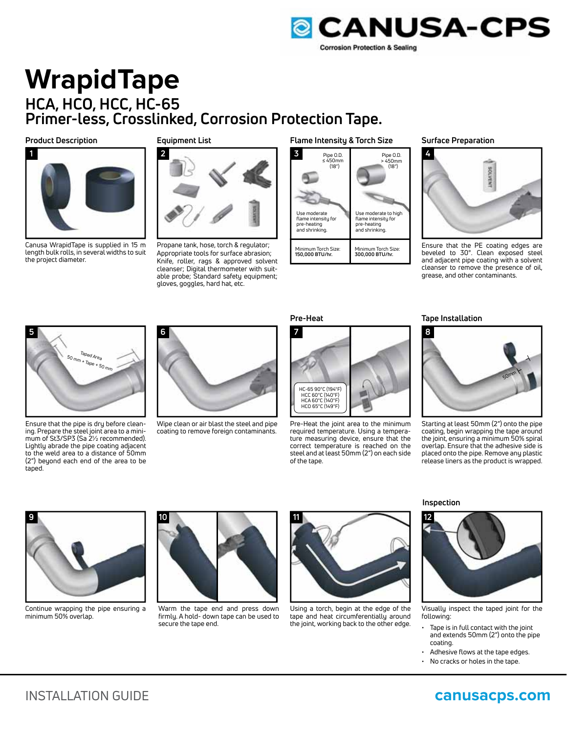# WrapidTape

## HCA, HCO, HCC, HC-65
## Primer-less, Crosslinked, Corrosion Protection Tape.

### Product Description

**1**

Canusa WrapidTape is supplied in 15 m length bulk rolls, in several widths to suit the project diameter.

### Equipment List

**2**

Propane tank, hose, torch & regulator; Appropriate tools for surface abrasion; Knife, roller, rags & approved solvent cleanser; Digital thermometer with suitable probe; Standard safety equipment; gloves, goggles, hard hat, etc.

### Flame Intensity & Torch Size

**3**

| Pipe O.D. ≤ 450mm (18") | Pipe O.D. > 450mm (18") |
| --- | --- |
| Use moderate flame intensity for pre-heating and shrinking. | Use moderate to high flame intensity for pre-heating and shrinking. |
| Minimum Torch Size: **150,000 BTU/hr.** | Minimum Torch Size: **300,000 BTU/hr.** |

### Surface Preparation

**4**

Ensure that the PE coating edges are beveled to 30°. Clean exposed steel and adjacent pipe coating with a solvent cleanser to remove the presence of oil, grease, and other contaminants.

**5**

Taped Area: 50 mm + Tape + 50 mm

Ensure that the pipe is dry before cleaning. Prepare the steel joint area to a minimum of St3/SP3 (Sa 2½ recommended). Lightly abrade the pipe coating adjacent to the weld area to a distance of 50mm (2") beyond each end of the area to be taped.

**6**

Wipe clean or air blast the steel and pipe coating to remove foreign contaminants.

### Pre-Heat

**7**

HC-65 90°C (194°F)
HCC 60°C (140°F)
HCA 60°C (140°F)
HCO 65°C (149°F)

Pre-Heat the joint area to the minimum required temperature. Using a temperature measuring device, ensure that the correct temperature is reached on the steel and at least 50mm (2") on each side of the tape.

### Tape Installation

**8**

Starting at least 50mm (2") onto the pipe coating, begin wrapping the tape around the joint, ensuring a minimum 50% spiral overlap. Ensure that the adhesive side is placed onto the pipe. Remove any plastic release liners as the product is wrapped.

**9**

Continue wrapping the pipe ensuring a minimum 50% overlap.

**10**

Warm the tape end and press down firmly. A hold- down tape can be used to secure the tape end.

**11**

Using a torch, begin at the edge of the tape and heat circumferentially around the joint, working back to the other edge.

### Inspection

**12**

Visually inspect the taped joint for the following:

- Tape is in full contact with the joint and extends 50mm (2") onto the pipe coating.
- Adhesive flows at the tape edges.
- No cracks or holes in the tape.

INSTALLATION GUIDE

canusacps.com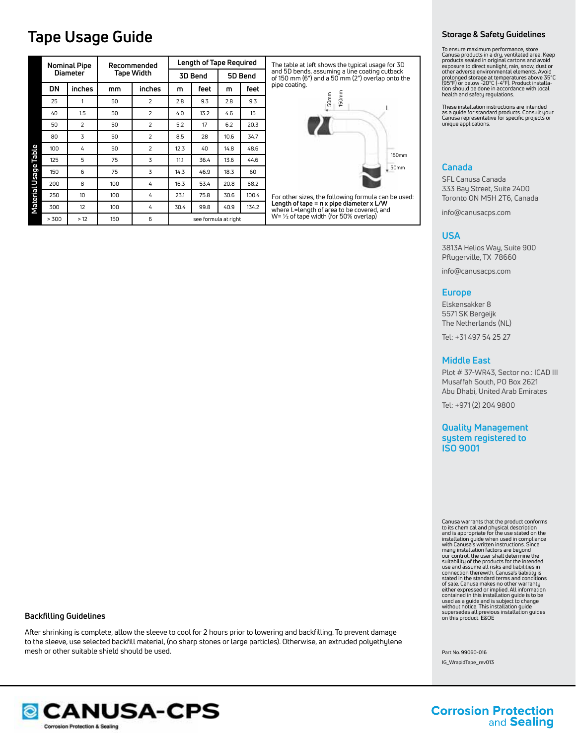# Tape Usage Guide

**Material Usage Table**

| Nominal Pipe Diameter | | Recommended Tape Width | | Length of Tape Required | | | |
|---|---|---|---|---|---|---|---|
| | | | | 3D Bend | | 5D Bend | |
| DN | inches | mm | inches | m | feet | m | feet |
| 25 | 1 | 50 | 2 | 2.8 | 9.3 | 2.8 | 9.3 |
| 40 | 1.5 | 50 | 2 | 4.0 | 13.2 | 4.6 | 15 |
| 50 | 2 | 50 | 2 | 5.2 | 17 | 6.2 | 20.3 |
| 80 | 3 | 50 | 2 | 8.5 | 28 | 10.6 | 34.7 |
| 100 | 4 | 50 | 2 | 12.3 | 40 | 14.8 | 48.6 |
| 125 | 5 | 75 | 3 | 11.1 | 36.4 | 13.6 | 44.6 |
| 150 | 6 | 75 | 3 | 14.3 | 46.9 | 18.3 | 60 |
| 200 | 8 | 100 | 4 | 16.3 | 53.4 | 20.8 | 68.2 |
| 250 | 10 | 100 | 4 | 23.1 | 75.8 | 30.6 | 100.4 |
| 300 | 12 | 100 | 4 | 30.4 | 99.8 | 40.9 | 134.2 |
| > 300 | > 12 | 150 | 6 | see formula at right | | | |

The table at left shows the typical usage for 3D and 5D bends, assuming a line coating cutback of 150 mm (6") and a 50 mm (2") overlap onto the pipe coating.

50mm
150mm
L
150mm
50mm

For other sizes, the following formula can be used:
**Length of tape = π x pipe diameter x L/W**
where L=length of area to be covered, and
W= ½ of tape width (for 50% overlap)

## Backfilling Guidelines

After shrinking is complete, allow the sleeve to cool for 2 hours prior to lowering and backfilling. To prevent damage to the sleeve, use selected backfill material, (no sharp stones or large particles). Otherwise, an extruded polyethylene mesh or other suitable shield should be used.

## Storage & Safety Guidelines

To ensure maximum performance, store Canusa products in a dry, ventilated area. Keep products sealed in original cartons and avoid exposure to direct sunlight, rain, snow, dust or other adverse environmental elements. Avoid prolonged storage at temperatures above 35°C (95°F) or below -20°C (-4°F). Product installation should be done in accordance with local health and safety regulations.

These installation instructions are intended as a guide for standard products. Consult your Canusa representative for specific projects or unique applications.

## Canada

SFL Canusa Canada
333 Bay Street, Suite 2400
Toronto ON M5H 2T6, Canada

info@canusacps.com

## USA

3813A Helios Way, Suite 900
Pflugerville, TX 78660

info@canusacps.com

## Europe

Elskensakker 8
5571 SK Bergeijk
The Netherlands (NL)

Tel: +31 497 54 25 27

## Middle East

Plot # 37-WR43, Sector no.: ICAD III
Musaffah South, PO Box 2621
Abu Dhabi, United Arab Emirates

Tel: +971 (2) 204 9800

## Quality Management system registered to ISO 9001

Canusa warrants that the product conforms to its chemical and physical description and is appropriate for the use stated on the installation guide when used in compliance with Canusa's written instructions. Since many installation factors are beyond our control, the user shall determine the suitability of the products for the intended use and assume all risks and liabilities in connection therewith. Canusa's liability is stated in the standard terms and conditions of sale. Canusa makes no other warranty either expressed or implied. All information contained in this installation guide is to be used as a guide and is subject to change without notice. This installation guide supersedes all previous installation guides on this product. E&OE

Part No. 99060-016

IG_WrapidTape_rev013

CANUSA-CPS
Corrosion Protection & Sealing

Corrosion Protection and Sealing